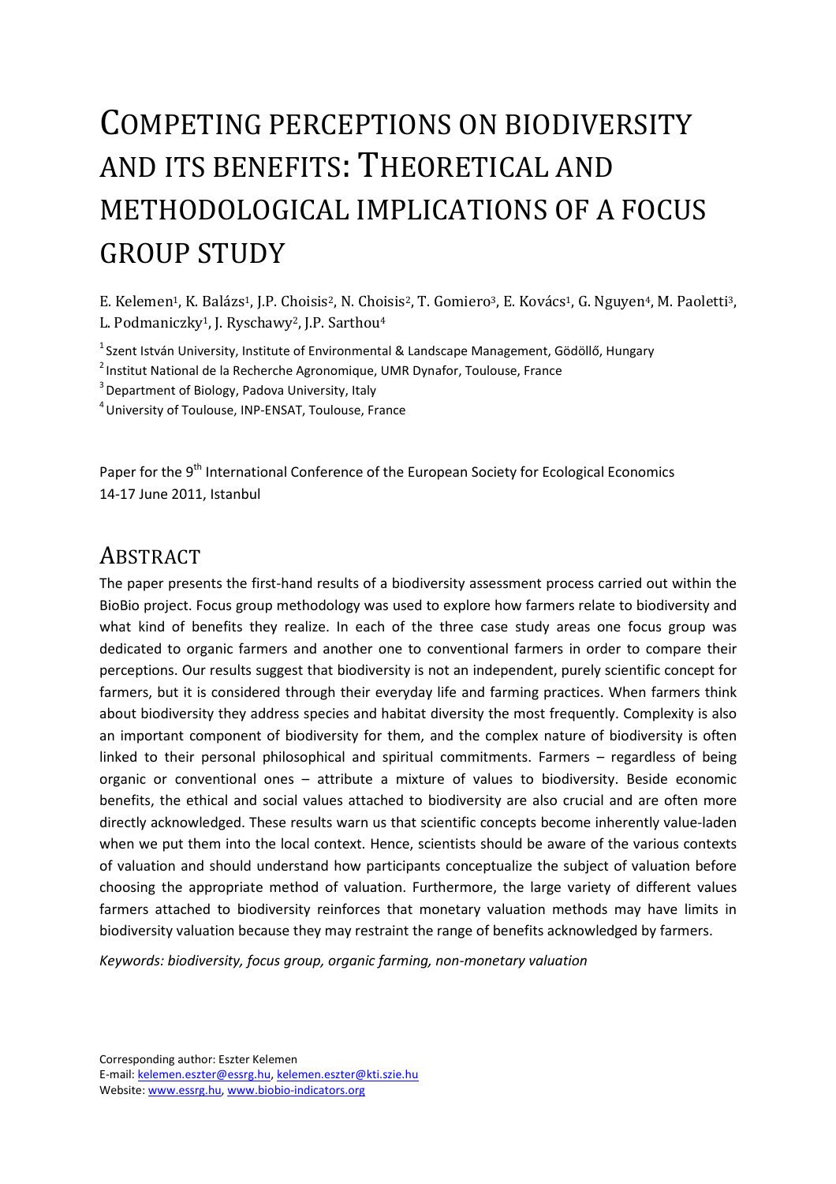# COMPETING PERCEPTIONS ON BIODIVERSITY AND ITS BENEFITS: THEORETICAL AND METHODOLOGICAL IMPLICATIONS OF A FOCUS GROUP STUDY

E. Kelemen[1], K. Balázs[1], J.P. Choisis[2], N. Choisis[2], T. Gomiero[3], E. Kovács[1], G. Nguyen[4], M. Paoletti[3], L. Podmaniczky[1], J. Ryschawy[2], J.P. Sarthou[4]

[1] Szent István University, Institute of Environmental & Landscape Management, Gödöllő, Hungary

[2] Institut National de la Recherche Agronomique, UMR Dynafor, Toulouse, France

[3] Department of Biology, Padova University, Italy

[4] University of Toulouse, INP-ENSAT, Toulouse, France

Paper for the 9th International Conference of the European Society for Ecological Economics
14-17 June 2011, Istanbul

## ABSTRACT

The paper presents the first-hand results of a biodiversity assessment process carried out within the BioBio project. Focus group methodology was used to explore how farmers relate to biodiversity and what kind of benefits they realize. In each of the three case study areas one focus group was dedicated to organic farmers and another one to conventional farmers in order to compare their perceptions. Our results suggest that biodiversity is not an independent, purely scientific concept for farmers, but it is considered through their everyday life and farming practices. When farmers think about biodiversity they address species and habitat diversity the most frequently. Complexity is also an important component of biodiversity for them, and the complex nature of biodiversity is often linked to their personal philosophical and spiritual commitments. Farmers – regardless of being organic or conventional ones – attribute a mixture of values to biodiversity. Beside economic benefits, the ethical and social values attached to biodiversity are also crucial and are often more directly acknowledged. These results warn us that scientific concepts become inherently value-laden when we put them into the local context. Hence, scientists should be aware of the various contexts of valuation and should understand how participants conceptualize the subject of valuation before choosing the appropriate method of valuation. Furthermore, the large variety of different values farmers attached to biodiversity reinforces that monetary valuation methods may have limits in biodiversity valuation because they may restraint the range of benefits acknowledged by farmers.

*Keywords: biodiversity, focus group, organic farming, non-monetary valuation*

Corresponding author: Eszter Kelemen
E-mail: kelemen.eszter@essrg.hu, kelemen.eszter@kti.szie.hu
Website: www.essrg.hu, www.biobio-indicators.org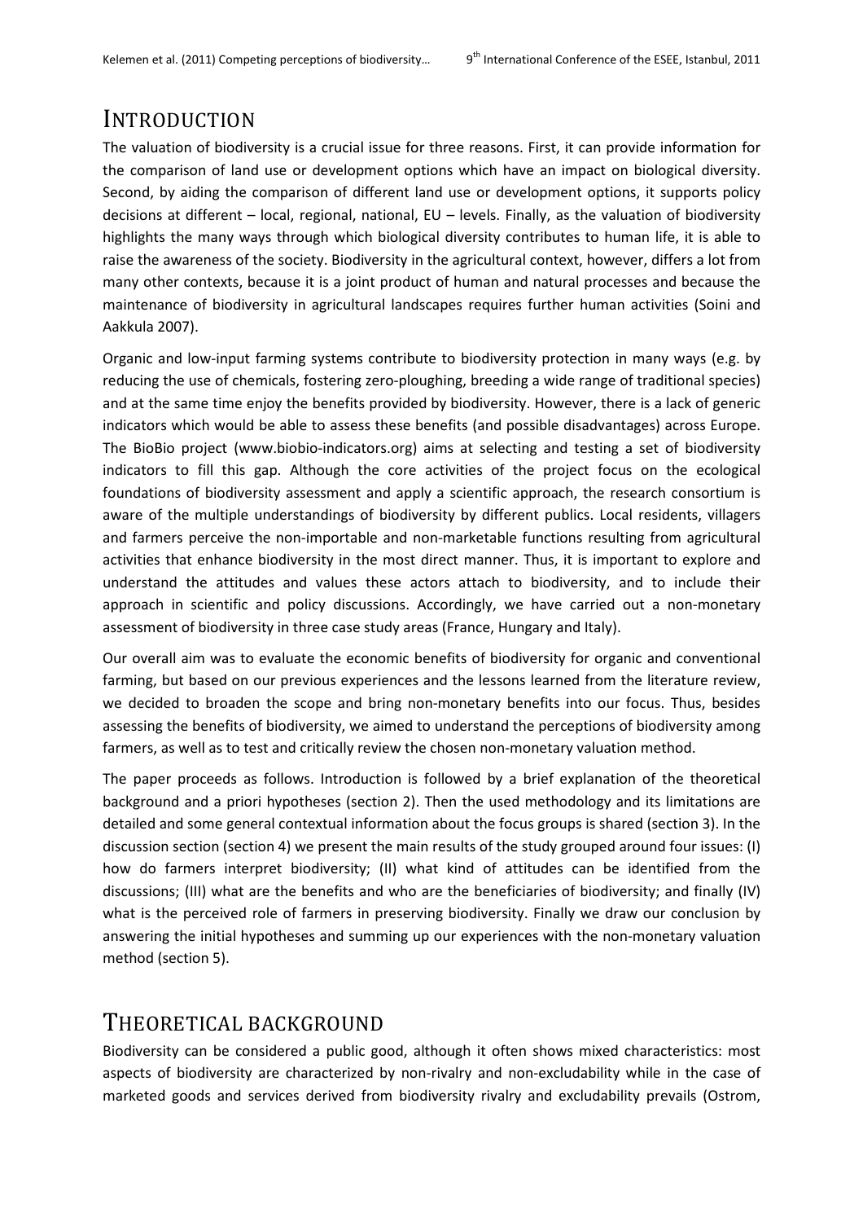# INTRODUCTION

The valuation of biodiversity is a crucial issue for three reasons. First, it can provide information for the comparison of land use or development options which have an impact on biological diversity. Second, by aiding the comparison of different land use or development options, it supports policy decisions at different – local, regional, national, EU – levels. Finally, as the valuation of biodiversity highlights the many ways through which biological diversity contributes to human life, it is able to raise the awareness of the society. Biodiversity in the agricultural context, however, differs a lot from many other contexts, because it is a joint product of human and natural processes and because the maintenance of biodiversity in agricultural landscapes requires further human activities (Soini and Aakkula 2007).

Organic and low-input farming systems contribute to biodiversity protection in many ways (e.g. by reducing the use of chemicals, fostering zero-ploughing, breeding a wide range of traditional species) and at the same time enjoy the benefits provided by biodiversity. However, there is a lack of generic indicators which would be able to assess these benefits (and possible disadvantages) across Europe. The BioBio project (www.biobio-indicators.org) aims at selecting and testing a set of biodiversity indicators to fill this gap. Although the core activities of the project focus on the ecological foundations of biodiversity assessment and apply a scientific approach, the research consortium is aware of the multiple understandings of biodiversity by different publics. Local residents, villagers and farmers perceive the non-importable and non-marketable functions resulting from agricultural activities that enhance biodiversity in the most direct manner. Thus, it is important to explore and understand the attitudes and values these actors attach to biodiversity, and to include their approach in scientific and policy discussions. Accordingly, we have carried out a non-monetary assessment of biodiversity in three case study areas (France, Hungary and Italy).

Our overall aim was to evaluate the economic benefits of biodiversity for organic and conventional farming, but based on our previous experiences and the lessons learned from the literature review, we decided to broaden the scope and bring non-monetary benefits into our focus. Thus, besides assessing the benefits of biodiversity, we aimed to understand the perceptions of biodiversity among farmers, as well as to test and critically review the chosen non-monetary valuation method.

The paper proceeds as follows. Introduction is followed by a brief explanation of the theoretical background and a priori hypotheses (section 2). Then the used methodology and its limitations are detailed and some general contextual information about the focus groups is shared (section 3). In the discussion section (section 4) we present the main results of the study grouped around four issues: (I) how do farmers interpret biodiversity; (II) what kind of attitudes can be identified from the discussions; (III) what are the benefits and who are the beneficiaries of biodiversity; and finally (IV) what is the perceived role of farmers in preserving biodiversity. Finally we draw our conclusion by answering the initial hypotheses and summing up our experiences with the non-monetary valuation method (section 5).

# THEORETICAL BACKGROUND

Biodiversity can be considered a public good, although it often shows mixed characteristics: most aspects of biodiversity are characterized by non-rivalry and non-excludability while in the case of marketed goods and services derived from biodiversity rivalry and excludability prevails (Ostrom,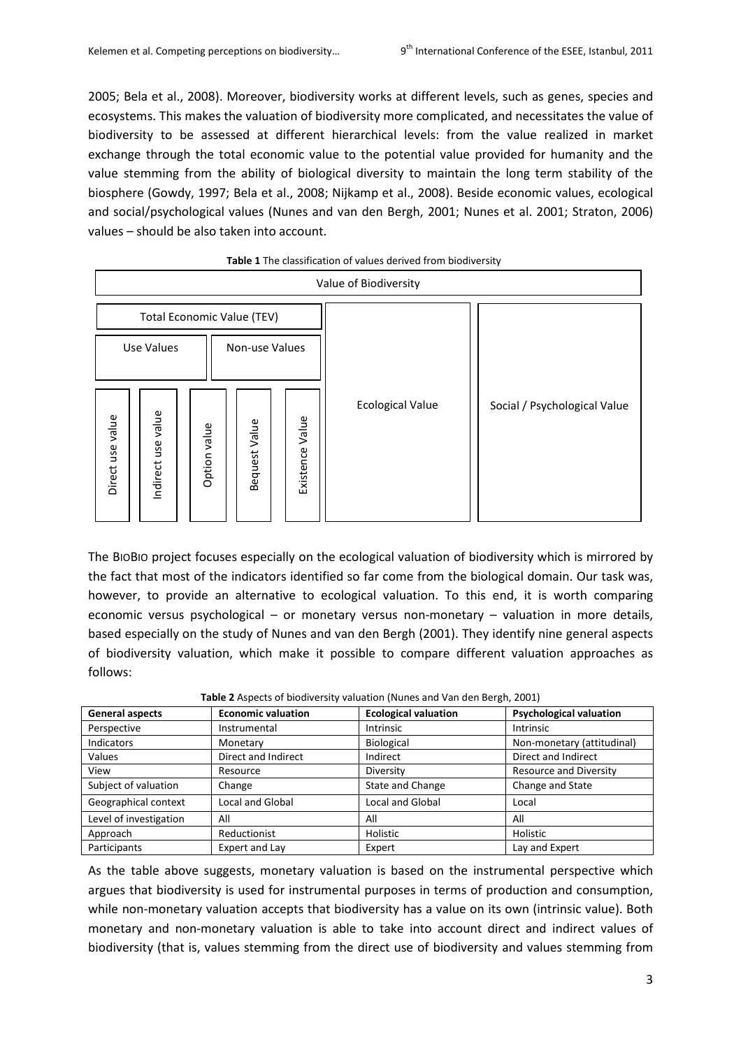2005; Bela et al., 2008). Moreover, biodiversity works at different levels, such as genes, species and ecosystems. This makes the valuation of biodiversity more complicated, and necessitates the value of biodiversity to be assessed at different hierarchical levels: from the value realized in market exchange through the total economic value to the potential value provided for humanity and the value stemming from the ability of biological diversity to maintain the long term stability of the biosphere (Gowdy, 1997; Bela et al., 2008; Nijkamp et al., 2008). Beside economic values, ecological and social/psychological values (Nunes and van den Bergh, 2001; Nunes et al. 2001; Straton, 2006) values – should be also taken into account.

**Table 1** The classification of values derived from biodiversity

| Value of Biodiversity | | | | | | |
|---|---|---|---|---|---|---|
| Total Economic Value (TEV) | | | | | Ecological Value | Social / Psychological Value |
| Use Values | | Non-use Values | | | | |
| Direct use value | Indirect use value | Option value | Bequest Value | Existence Value | | |

The BIOBIO project focuses especially on the ecological valuation of biodiversity which is mirrored by the fact that most of the indicators identified so far come from the biological domain. Our task was, however, to provide an alternative to ecological valuation. To this end, it is worth comparing economic versus psychological – or monetary versus non-monetary – valuation in more details, based especially on the study of Nunes and van den Bergh (2001). They identify nine general aspects of biodiversity valuation, which make it possible to compare different valuation approaches as follows:

**Table 2** Aspects of biodiversity valuation (Nunes and Van den Bergh, 2001)

| General aspects | Economic valuation | Ecological valuation | Psychological valuation |
|---|---|---|---|
| Perspective | Instrumental | Intrinsic | Intrinsic |
| Indicators | Monetary | Biological | Non-monetary (attitudinal) |
| Values | Direct and Indirect | Indirect | Direct and Indirect |
| View | Resource | Diversity | Resource and Diversity |
| Subject of valuation | Change | State and Change | Change and State |
| Geographical context | Local and Global | Local and Global | Local |
| Level of investigation | All | All | All |
| Approach | Reductionist | Holistic | Holistic |
| Participants | Expert and Lay | Expert | Lay and Expert |

As the table above suggests, monetary valuation is based on the instrumental perspective which argues that biodiversity is used for instrumental purposes in terms of production and consumption, while non-monetary valuation accepts that biodiversity has a value on its own (intrinsic value). Both monetary and non-monetary valuation is able to take into account direct and indirect values of biodiversity (that is, values stemming from the direct use of biodiversity and values stemming from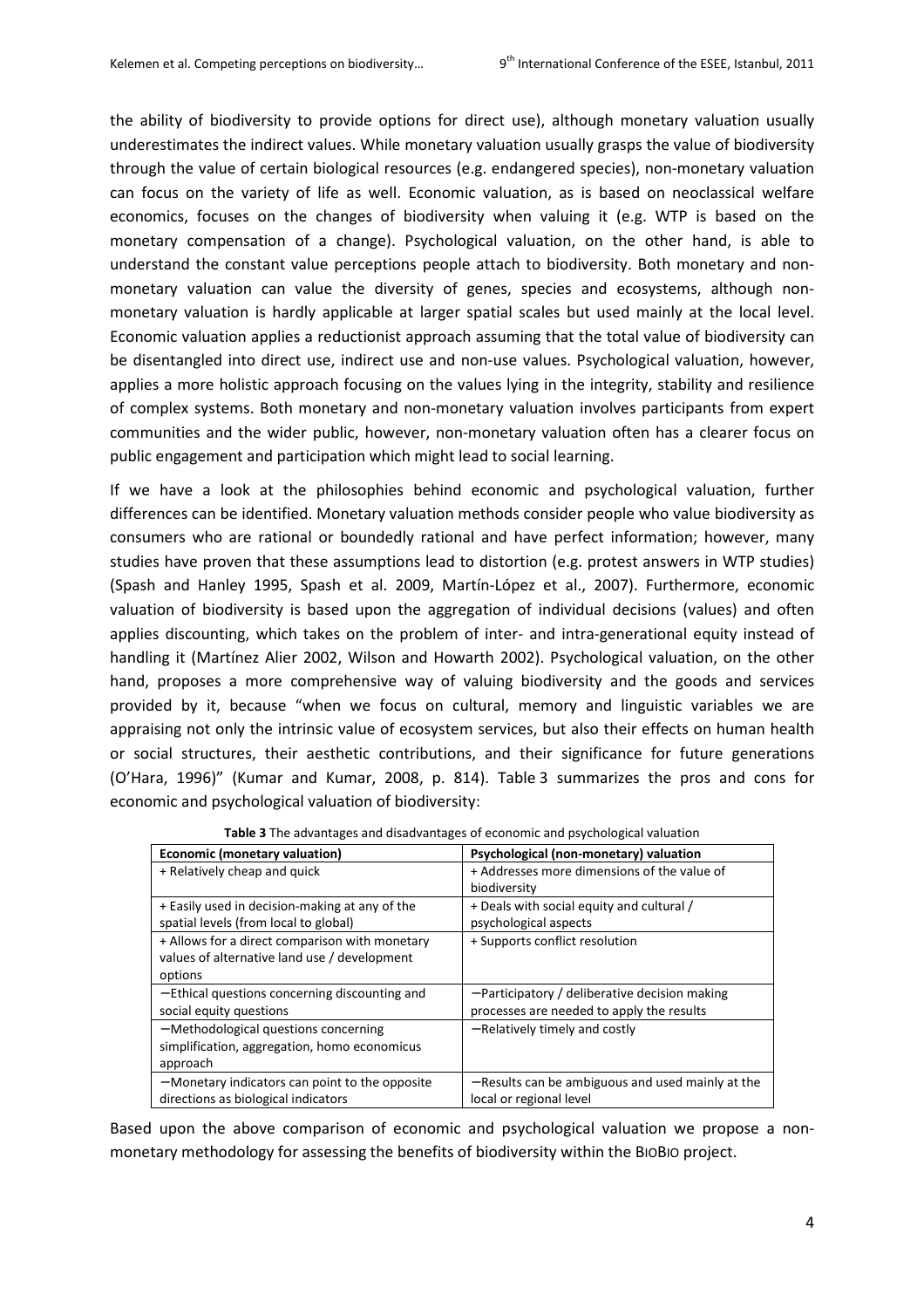the ability of biodiversity to provide options for direct use), although monetary valuation usually underestimates the indirect values. While monetary valuation usually grasps the value of biodiversity through the value of certain biological resources (e.g. endangered species), non-monetary valuation can focus on the variety of life as well. Economic valuation, as is based on neoclassical welfare economics, focuses on the changes of biodiversity when valuing it (e.g. WTP is based on the monetary compensation of a change). Psychological valuation, on the other hand, is able to understand the constant value perceptions people attach to biodiversity. Both monetary and non-monetary valuation can value the diversity of genes, species and ecosystems, although non-monetary valuation is hardly applicable at larger spatial scales but used mainly at the local level. Economic valuation applies a reductionist approach assuming that the total value of biodiversity can be disentangled into direct use, indirect use and non-use values. Psychological valuation, however, applies a more holistic approach focusing on the values lying in the integrity, stability and resilience of complex systems. Both monetary and non-monetary valuation involves participants from expert communities and the wider public, however, non-monetary valuation often has a clearer focus on public engagement and participation which might lead to social learning.

If we have a look at the philosophies behind economic and psychological valuation, further differences can be identified. Monetary valuation methods consider people who value biodiversity as consumers who are rational or boundedly rational and have perfect information; however, many studies have proven that these assumptions lead to distortion (e.g. protest answers in WTP studies) (Spash and Hanley 1995, Spash et al. 2009, Martín-López et al., 2007). Furthermore, economic valuation of biodiversity is based upon the aggregation of individual decisions (values) and often applies discounting, which takes on the problem of inter- and intra-generational equity instead of handling it (Martínez Alier 2002, Wilson and Howarth 2002). Psychological valuation, on the other hand, proposes a more comprehensive way of valuing biodiversity and the goods and services provided by it, because "when we focus on cultural, memory and linguistic variables we are appraising not only the intrinsic value of ecosystem services, but also their effects on human health or social structures, their aesthetic contributions, and their significance for future generations (O'Hara, 1996)" (Kumar and Kumar, 2008, p. 814). Table 3 summarizes the pros and cons for economic and psychological valuation of biodiversity:

**Table 3** The advantages and disadvantages of economic and psychological valuation

| **Economic (monetary valuation)** | **Psychological (non-monetary) valuation** |
|---|---|
| + Relatively cheap and quick | + Addresses more dimensions of the value of biodiversity |
| + Easily used in decision-making at any of the spatial levels (from local to global) | + Deals with social equity and cultural / psychological aspects |
| + Allows for a direct comparison with monetary values of alternative land use / development options | + Supports conflict resolution |
| − Ethical questions concerning discounting and social equity questions | − Participatory / deliberative decision making processes are needed to apply the results |
| − Methodological questions concerning simplification, aggregation, homo economicus approach | − Relatively timely and costly |
| − Monetary indicators can point to the opposite directions as biological indicators | − Results can be ambiguous and used mainly at the local or regional level |

Based upon the above comparison of economic and psychological valuation we propose a non-monetary methodology for assessing the benefits of biodiversity within the BioBio project.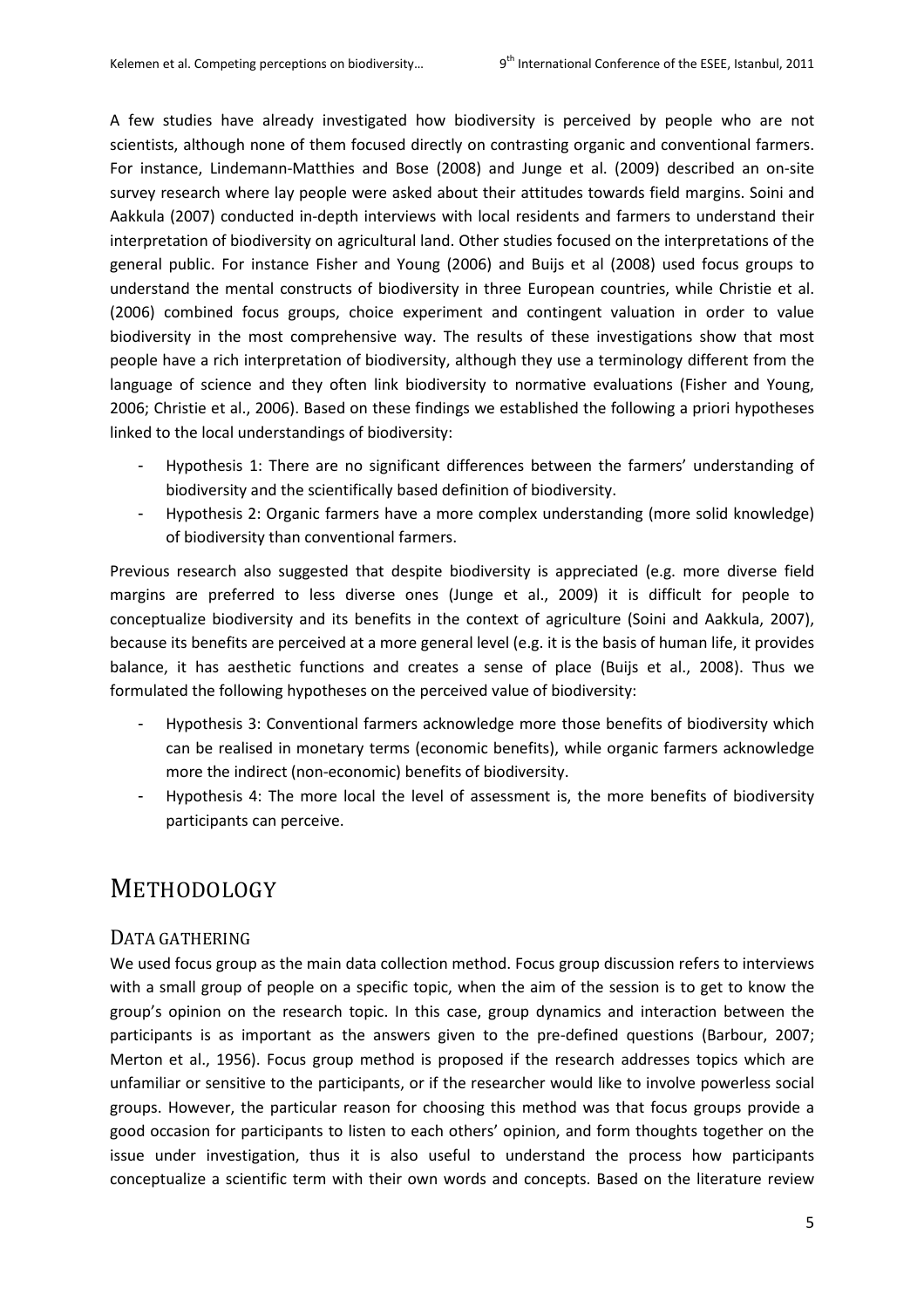A few studies have already investigated how biodiversity is perceived by people who are not scientists, although none of them focused directly on contrasting organic and conventional farmers. For instance, Lindemann-Matthies and Bose (2008) and Junge et al. (2009) described an on-site survey research where lay people were asked about their attitudes towards field margins. Soini and Aakkula (2007) conducted in-depth interviews with local residents and farmers to understand their interpretation of biodiversity on agricultural land. Other studies focused on the interpretations of the general public. For instance Fisher and Young (2006) and Buijs et al (2008) used focus groups to understand the mental constructs of biodiversity in three European countries, while Christie et al. (2006) combined focus groups, choice experiment and contingent valuation in order to value biodiversity in the most comprehensive way. The results of these investigations show that most people have a rich interpretation of biodiversity, although they use a terminology different from the language of science and they often link biodiversity to normative evaluations (Fisher and Young, 2006; Christie et al., 2006). Based on these findings we established the following a priori hypotheses linked to the local understandings of biodiversity:

- Hypothesis 1: There are no significant differences between the farmers' understanding of biodiversity and the scientifically based definition of biodiversity.
- Hypothesis 2: Organic farmers have a more complex understanding (more solid knowledge) of biodiversity than conventional farmers.

Previous research also suggested that despite biodiversity is appreciated (e.g. more diverse field margins are preferred to less diverse ones (Junge et al., 2009) it is difficult for people to conceptualize biodiversity and its benefits in the context of agriculture (Soini and Aakkula, 2007), because its benefits are perceived at a more general level (e.g. it is the basis of human life, it provides balance, it has aesthetic functions and creates a sense of place (Buijs et al., 2008). Thus we formulated the following hypotheses on the perceived value of biodiversity:

- Hypothesis 3: Conventional farmers acknowledge more those benefits of biodiversity which can be realised in monetary terms (economic benefits), while organic farmers acknowledge more the indirect (non-economic) benefits of biodiversity.
- Hypothesis 4: The more local the level of assessment is, the more benefits of biodiversity participants can perceive.

# METHODOLOGY

## DATA GATHERING

We used focus group as the main data collection method. Focus group discussion refers to interviews with a small group of people on a specific topic, when the aim of the session is to get to know the group's opinion on the research topic. In this case, group dynamics and interaction between the participants is as important as the answers given to the pre-defined questions (Barbour, 2007; Merton et al., 1956). Focus group method is proposed if the research addresses topics which are unfamiliar or sensitive to the participants, or if the researcher would like to involve powerless social groups. However, the particular reason for choosing this method was that focus groups provide a good occasion for participants to listen to each others' opinion, and form thoughts together on the issue under investigation, thus it is also useful to understand the process how participants conceptualize a scientific term with their own words and concepts. Based on the literature review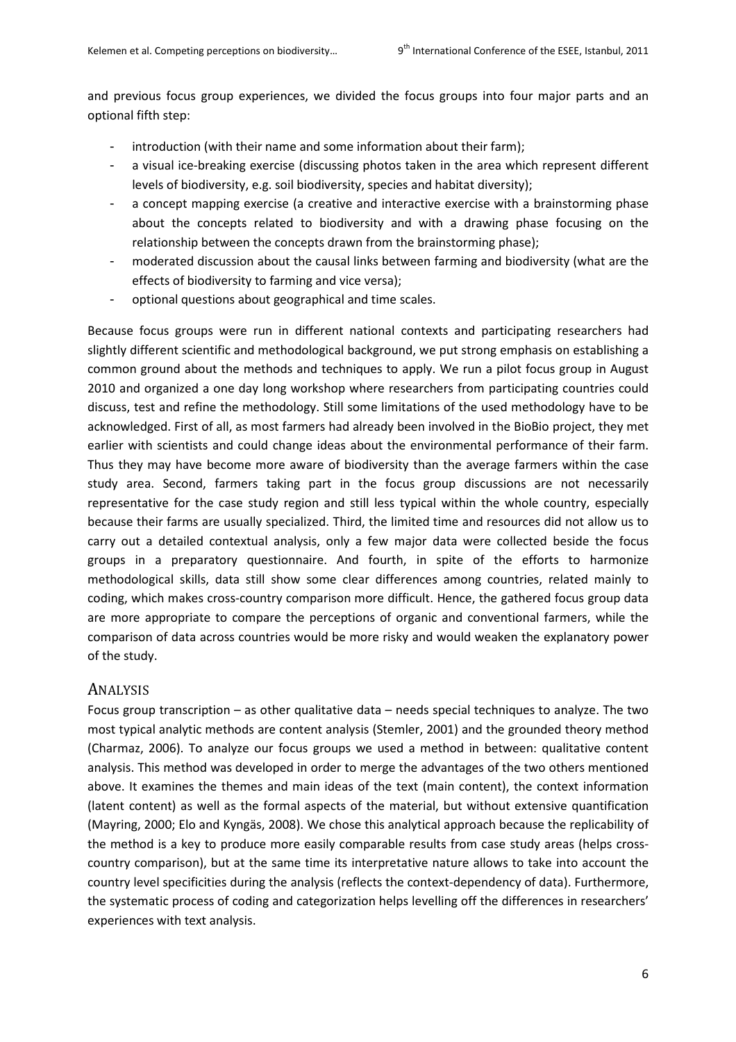and previous focus group experiences, we divided the focus groups into four major parts and an optional fifth step:

- introduction (with their name and some information about their farm);
- a visual ice-breaking exercise (discussing photos taken in the area which represent different levels of biodiversity, e.g. soil biodiversity, species and habitat diversity);
- a concept mapping exercise (a creative and interactive exercise with a brainstorming phase about the concepts related to biodiversity and with a drawing phase focusing on the relationship between the concepts drawn from the brainstorming phase);
- moderated discussion about the causal links between farming and biodiversity (what are the effects of biodiversity to farming and vice versa);
- optional questions about geographical and time scales.

Because focus groups were run in different national contexts and participating researchers had slightly different scientific and methodological background, we put strong emphasis on establishing a common ground about the methods and techniques to apply. We run a pilot focus group in August 2010 and organized a one day long workshop where researchers from participating countries could discuss, test and refine the methodology. Still some limitations of the used methodology have to be acknowledged. First of all, as most farmers had already been involved in the BioBio project, they met earlier with scientists and could change ideas about the environmental performance of their farm. Thus they may have become more aware of biodiversity than the average farmers within the case study area. Second, farmers taking part in the focus group discussions are not necessarily representative for the case study region and still less typical within the whole country, especially because their farms are usually specialized. Third, the limited time and resources did not allow us to carry out a detailed contextual analysis, only a few major data were collected beside the focus groups in a preparatory questionnaire. And fourth, in spite of the efforts to harmonize methodological skills, data still show some clear differences among countries, related mainly to coding, which makes cross-country comparison more difficult. Hence, the gathered focus group data are more appropriate to compare the perceptions of organic and conventional farmers, while the comparison of data across countries would be more risky and would weaken the explanatory power of the study.

## Analysis

Focus group transcription – as other qualitative data – needs special techniques to analyze. The two most typical analytic methods are content analysis (Stemler, 2001) and the grounded theory method (Charmaz, 2006). To analyze our focus groups we used a method in between: qualitative content analysis. This method was developed in order to merge the advantages of the two others mentioned above. It examines the themes and main ideas of the text (main content), the context information (latent content) as well as the formal aspects of the material, but without extensive quantification (Mayring, 2000; Elo and Kyngäs, 2008). We chose this analytical approach because the replicability of the method is a key to produce more easily comparable results from case study areas (helps cross-country comparison), but at the same time its interpretative nature allows to take into account the country level specificities during the analysis (reflects the context-dependency of data). Furthermore, the systematic process of coding and categorization helps levelling off the differences in researchers' experiences with text analysis.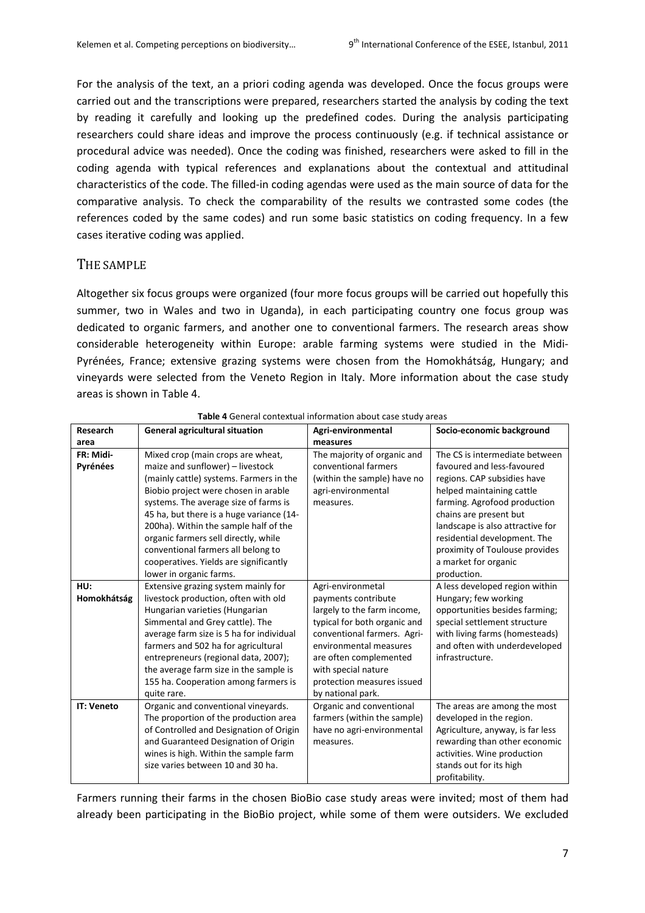For the analysis of the text, an a priori coding agenda was developed. Once the focus groups were carried out and the transcriptions were prepared, researchers started the analysis by coding the text by reading it carefully and looking up the predefined codes. During the analysis participating researchers could share ideas and improve the process continuously (e.g. if technical assistance or procedural advice was needed). Once the coding was finished, researchers were asked to fill in the coding agenda with typical references and explanations about the contextual and attitudinal characteristics of the code. The filled-in coding agendas were used as the main source of data for the comparative analysis. To check the comparability of the results we contrasted some codes (the references coded by the same codes) and run some basic statistics on coding frequency. In a few cases iterative coding was applied.

## THE SAMPLE

Altogether six focus groups were organized (four more focus groups will be carried out hopefully this summer, two in Wales and two in Uganda), in each participating country one focus group was dedicated to organic farmers, and another one to conventional farmers. The research areas show considerable heterogeneity within Europe: arable farming systems were studied in the Midi-Pyrénées, France; extensive grazing systems were chosen from the Homokhátság, Hungary; and vineyards were selected from the Veneto Region in Italy. More information about the case study areas is shown in Table 4.

**Table 4** General contextual information about case study areas

| Research area | General agricultural situation | Agri-environmental measures | Socio-economic background |
|---|---|---|---|
| **FR: Midi-Pyrénées** | Mixed crop (main crops are wheat, maize and sunflower) – livestock (mainly cattle) systems. Farmers in the Biobio project were chosen in arable systems. The average size of farms is 45 ha, but there is a huge variance (14-200ha). Within the sample half of the organic farmers sell directly, while conventional farmers all belong to cooperatives. Yields are significantly lower in organic farms. | The majority of organic and conventional farmers (within the sample) have no agri-environmental measures. | The CS is intermediate between favoured and less-favoured regions. CAP subsidies have helped maintaining cattle farming. Agrofood production chains are present but landscape is also attractive for residential development. The proximity of Toulouse provides a market for organic production. |
| **HU: Homokhátság** | Extensive grazing system mainly for livestock production, often with old Hungarian varieties (Hungarian Simmental and Grey cattle). The average farm size is 5 ha for individual farmers and 502 ha for agricultural entrepreneurs (regional data, 2007); the average farm size in the sample is 155 ha. Cooperation among farmers is quite rare. | Agri-environmetal payments contribute largely to the farm income, typical for both organic and conventional farmers. Agri-environmental measures are often complemented with special nature protection measures issued by national park. | A less developed region within Hungary; few working opportunities besides farming; special settlement structure with living farms (homesteads) and often with underdeveloped infrastructure. |
| **IT: Veneto** | Organic and conventional vineyards. The proportion of the production area of Controlled and Designation of Origin and Guaranteed Designation of Origin wines is high. Within the sample farm size varies between 10 and 30 ha. | Organic and conventional farmers (within the sample) have no agri-environmental measures. | The areas are among the most developed in the region. Agriculture, anyway, is far less rewarding than other economic activities. Wine production stands out for its high profitability. |

Farmers running their farms in the chosen BioBio case study areas were invited; most of them had already been participating in the BioBio project, while some of them were outsiders. We excluded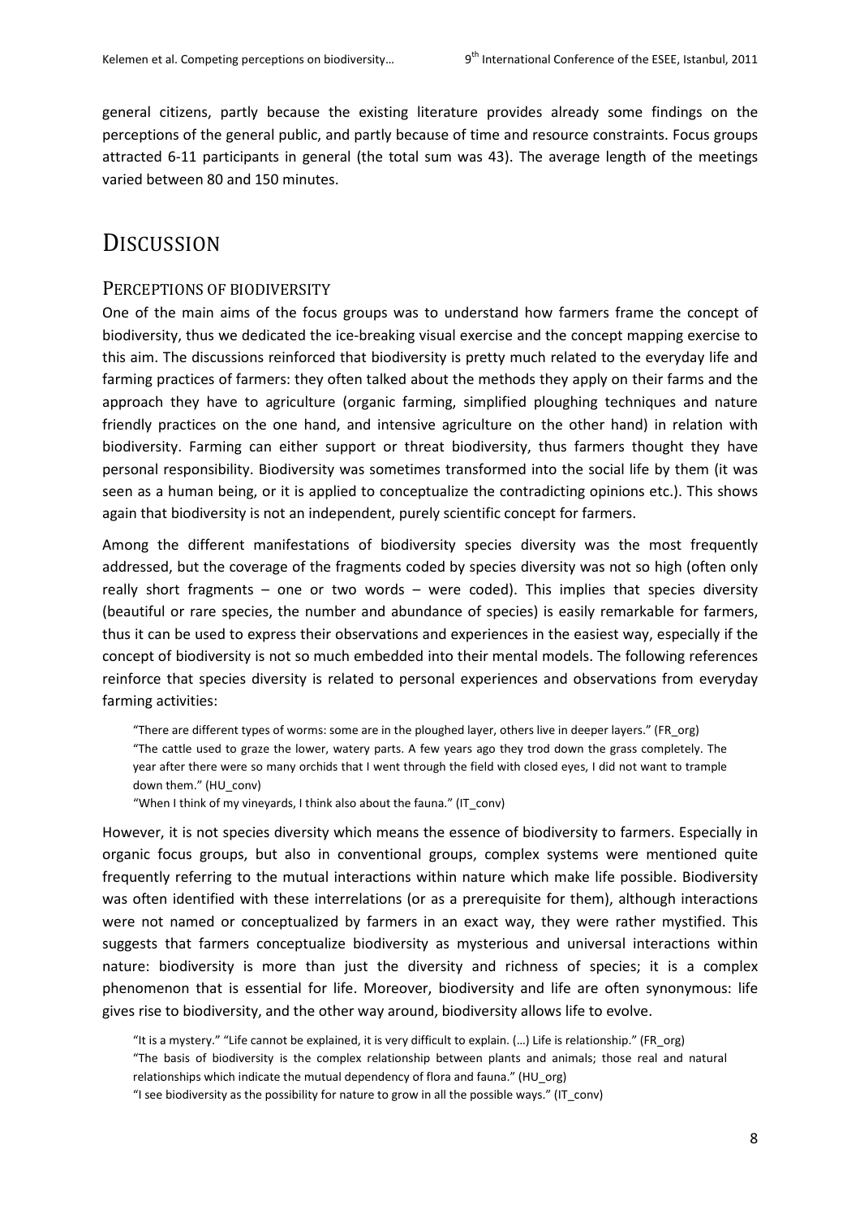general citizens, partly because the existing literature provides already some findings on the perceptions of the general public, and partly because of time and resource constraints. Focus groups attracted 6-11 participants in general (the total sum was 43). The average length of the meetings varied between 80 and 150 minutes.

# Discussion

## Perceptions of biodiversity

One of the main aims of the focus groups was to understand how farmers frame the concept of biodiversity, thus we dedicated the ice-breaking visual exercise and the concept mapping exercise to this aim. The discussions reinforced that biodiversity is pretty much related to the everyday life and farming practices of farmers: they often talked about the methods they apply on their farms and the approach they have to agriculture (organic farming, simplified ploughing techniques and nature friendly practices on the one hand, and intensive agriculture on the other hand) in relation with biodiversity. Farming can either support or threat biodiversity, thus farmers thought they have personal responsibility. Biodiversity was sometimes transformed into the social life by them (it was seen as a human being, or it is applied to conceptualize the contradicting opinions etc.). This shows again that biodiversity is not an independent, purely scientific concept for farmers.

Among the different manifestations of biodiversity species diversity was the most frequently addressed, but the coverage of the fragments coded by species diversity was not so high (often only really short fragments – one or two words – were coded). This implies that species diversity (beautiful or rare species, the number and abundance of species) is easily remarkable for farmers, thus it can be used to express their observations and experiences in the easiest way, especially if the concept of biodiversity is not so much embedded into their mental models. The following references reinforce that species diversity is related to personal experiences and observations from everyday farming activities:

> "There are different types of worms: some are in the ploughed layer, others live in deeper layers." (FR_org)
> "The cattle used to graze the lower, watery parts. A few years ago they trod down the grass completely. The year after there were so many orchids that I went through the field with closed eyes, I did not want to trample down them." (HU_conv)
> "When I think of my vineyards, I think also about the fauna." (IT_conv)

However, it is not species diversity which means the essence of biodiversity to farmers. Especially in organic focus groups, but also in conventional groups, complex systems were mentioned quite frequently referring to the mutual interactions within nature which make life possible. Biodiversity was often identified with these interrelations (or as a prerequisite for them), although interactions were not named or conceptualized by farmers in an exact way, they were rather mystified. This suggests that farmers conceptualize biodiversity as mysterious and universal interactions within nature: biodiversity is more than just the diversity and richness of species; it is a complex phenomenon that is essential for life. Moreover, biodiversity and life are often synonymous: life gives rise to biodiversity, and the other way around, biodiversity allows life to evolve.

> "It is a mystery." "Life cannot be explained, it is very difficult to explain. (…) Life is relationship." (FR_org)
> "The basis of biodiversity is the complex relationship between plants and animals; those real and natural relationships which indicate the mutual dependency of flora and fauna." (HU_org)
> "I see biodiversity as the possibility for nature to grow in all the possible ways." (IT_conv)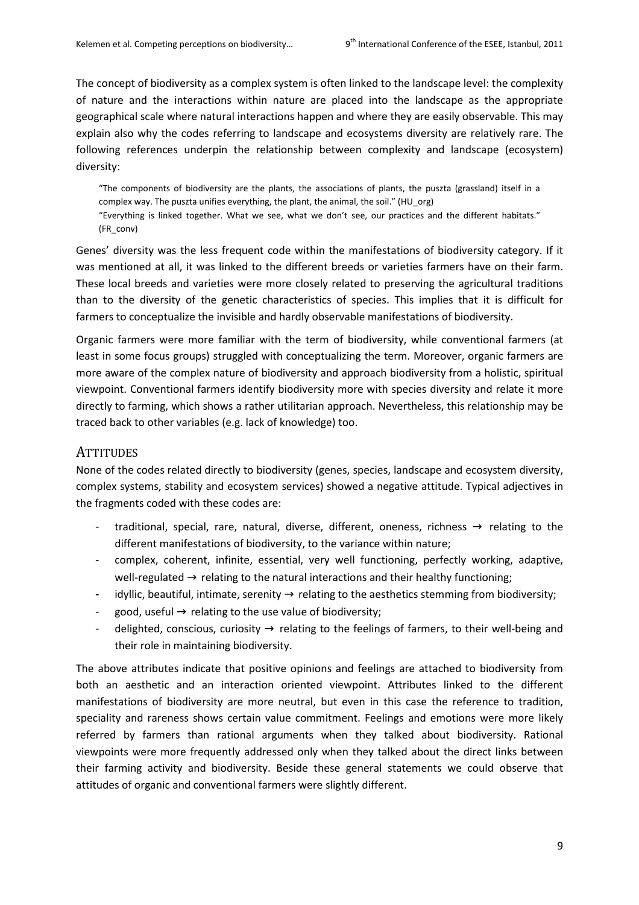The concept of biodiversity as a complex system is often linked to the landscape level: the complexity of nature and the interactions within nature are placed into the landscape as the appropriate geographical scale where natural interactions happen and where they are easily observable. This may explain also why the codes referring to landscape and ecosystems diversity are relatively rare. The following references underpin the relationship between complexity and landscape (ecosystem) diversity:

> "The components of biodiversity are the plants, the associations of plants, the puszta (grassland) itself in a complex way. The puszta unifies everything, the plant, the animal, the soil." (HU_org)
> "Everything is linked together. What we see, what we don't see, our practices and the different habitats." (FR_conv)

Genes' diversity was the less frequent code within the manifestations of biodiversity category. If it was mentioned at all, it was linked to the different breeds or varieties farmers have on their farm. These local breeds and varieties were more closely related to preserving the agricultural traditions than to the diversity of the genetic characteristics of species. This implies that it is difficult for farmers to conceptualize the invisible and hardly observable manifestations of biodiversity.

Organic farmers were more familiar with the term of biodiversity, while conventional farmers (at least in some focus groups) struggled with conceptualizing the term. Moreover, organic farmers are more aware of the complex nature of biodiversity and approach biodiversity from a holistic, spiritual viewpoint. Conventional farmers identify biodiversity more with species diversity and relate it more directly to farming, which shows a rather utilitarian approach. Nevertheless, this relationship may be traced back to other variables (e.g. lack of knowledge) too.

## Attitudes

None of the codes related directly to biodiversity (genes, species, landscape and ecosystem diversity, complex systems, stability and ecosystem services) showed a negative attitude. Typical adjectives in the fragments coded with these codes are:

- traditional, special, rare, natural, diverse, different, oneness, richness → relating to the different manifestations of biodiversity, to the variance within nature;
- complex, coherent, infinite, essential, very well functioning, perfectly working, adaptive, well-regulated → relating to the natural interactions and their healthy functioning;
- idyllic, beautiful, intimate, serenity → relating to the aesthetics stemming from biodiversity;
- good, useful → relating to the use value of biodiversity;
- delighted, conscious, curiosity → relating to the feelings of farmers, to their well-being and their role in maintaining biodiversity.

The above attributes indicate that positive opinions and feelings are attached to biodiversity from both an aesthetic and an interaction oriented viewpoint. Attributes linked to the different manifestations of biodiversity are more neutral, but even in this case the reference to tradition, speciality and rareness shows certain value commitment. Feelings and emotions were more likely referred by farmers than rational arguments when they talked about biodiversity. Rational viewpoints were more frequently addressed only when they talked about the direct links between their farming activity and biodiversity. Beside these general statements we could observe that attitudes of organic and conventional farmers were slightly different.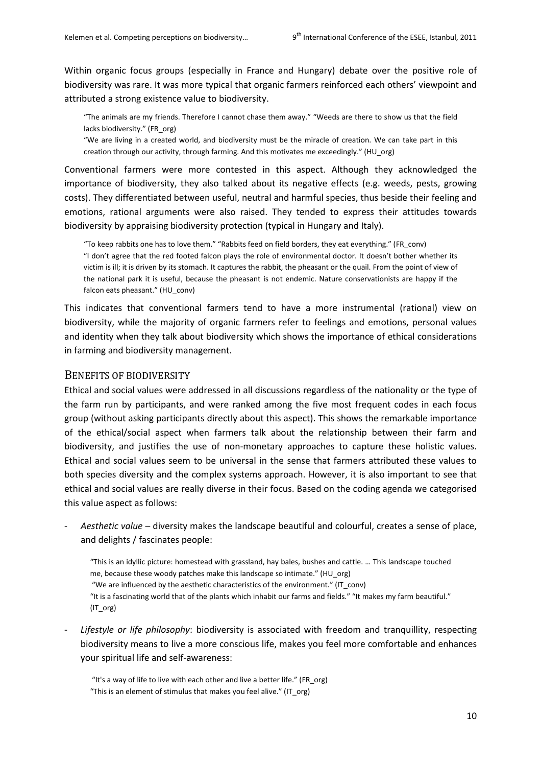Within organic focus groups (especially in France and Hungary) debate over the positive role of biodiversity was rare. It was more typical that organic farmers reinforced each others' viewpoint and attributed a strong existence value to biodiversity.

> "The animals are my friends. Therefore I cannot chase them away." "Weeds are there to show us that the field lacks biodiversity." (FR_org)
>
> "We are living in a created world, and biodiversity must be the miracle of creation. We can take part in this creation through our activity, through farming. And this motivates me exceedingly." (HU_org)

Conventional farmers were more contested in this aspect. Although they acknowledged the importance of biodiversity, they also talked about its negative effects (e.g. weeds, pests, growing costs). They differentiated between useful, neutral and harmful species, thus beside their feeling and emotions, rational arguments were also raised. They tended to express their attitudes towards biodiversity by appraising biodiversity protection (typical in Hungary and Italy).

> "To keep rabbits one has to love them." "Rabbits feed on field borders, they eat everything." (FR_conv)
>
> "I don't agree that the red footed falcon plays the role of environmental doctor. It doesn't bother whether its victim is ill; it is driven by its stomach. It captures the rabbit, the pheasant or the quail. From the point of view of the national park it is useful, because the pheasant is not endemic. Nature conservationists are happy if the falcon eats pheasant." (HU_conv)

This indicates that conventional farmers tend to have a more instrumental (rational) view on biodiversity, while the majority of organic farmers refer to feelings and emotions, personal values and identity when they talk about biodiversity which shows the importance of ethical considerations in farming and biodiversity management.

## Benefits of biodiversity

Ethical and social values were addressed in all discussions regardless of the nationality or the type of the farm run by participants, and were ranked among the five most frequent codes in each focus group (without asking participants directly about this aspect). This shows the remarkable importance of the ethical/social aspect when farmers talk about the relationship between their farm and biodiversity, and justifies the use of non-monetary approaches to capture these holistic values. Ethical and social values seem to be universal in the sense that farmers attributed these values to both species diversity and the complex systems approach. However, it is also important to see that ethical and social values are really diverse in their focus. Based on the coding agenda we categorised this value aspect as follows:

- *Aesthetic value* – diversity makes the landscape beautiful and colourful, creates a sense of place, and delights / fascinates people:

  > "This is an idyllic picture: homestead with grassland, hay bales, bushes and cattle. … This landscape touched me, because these woody patches make this landscape so intimate." (HU_org)
  >
  > "We are influenced by the aesthetic characteristics of the environment." (IT_conv)
  >
  > "It is a fascinating world that of the plants which inhabit our farms and fields." "It makes my farm beautiful." (IT_org)

- *Lifestyle or life philosophy*: biodiversity is associated with freedom and tranquillity, respecting biodiversity means to live a more conscious life, makes you feel more comfortable and enhances your spiritual life and self-awareness:

  > "It's a way of life to live with each other and live a better life." (FR_org)
  >
  > "This is an element of stimulus that makes you feel alive." (IT_org)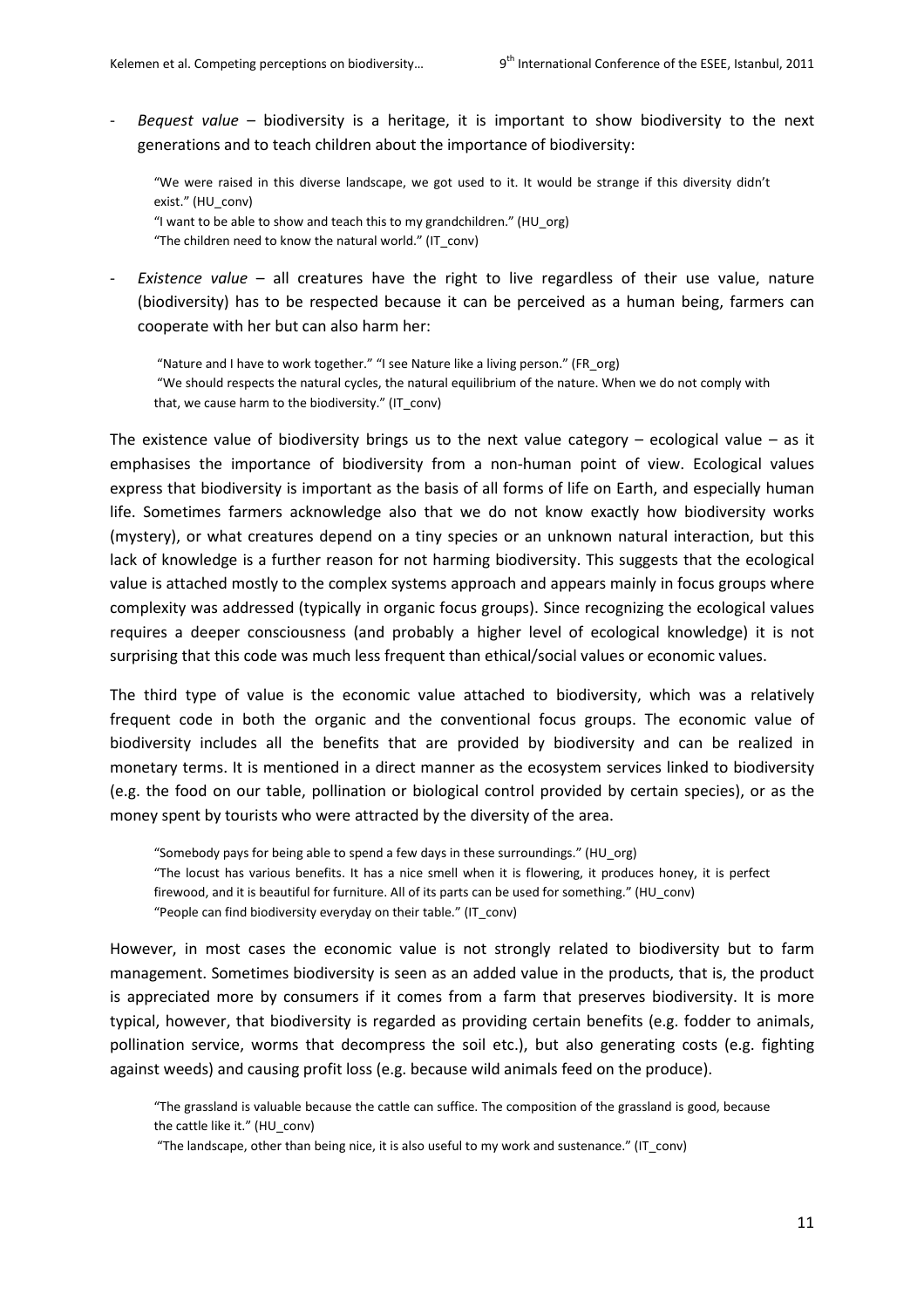- *Bequest value* – biodiversity is a heritage, it is important to show biodiversity to the next generations and to teach children about the importance of biodiversity:

> "We were raised in this diverse landscape, we got used to it. It would be strange if this diversity didn't exist." (HU_conv)
> "I want to be able to show and teach this to my grandchildren." (HU_org)
> "The children need to know the natural world." (IT_conv)

- *Existence value* – all creatures have the right to live regardless of their use value, nature (biodiversity) has to be respected because it can be perceived as a human being, farmers can cooperate with her but can also harm her:

> "Nature and I have to work together." "I see Nature like a living person." (FR_org)
> "We should respects the natural cycles, the natural equilibrium of the nature. When we do not comply with that, we cause harm to the biodiversity." (IT_conv)

The existence value of biodiversity brings us to the next value category – ecological value – as it emphasises the importance of biodiversity from a non-human point of view. Ecological values express that biodiversity is important as the basis of all forms of life on Earth, and especially human life. Sometimes farmers acknowledge also that we do not know exactly how biodiversity works (mystery), or what creatures depend on a tiny species or an unknown natural interaction, but this lack of knowledge is a further reason for not harming biodiversity. This suggests that the ecological value is attached mostly to the complex systems approach and appears mainly in focus groups where complexity was addressed (typically in organic focus groups). Since recognizing the ecological values requires a deeper consciousness (and probably a higher level of ecological knowledge) it is not surprising that this code was much less frequent than ethical/social values or economic values.

The third type of value is the economic value attached to biodiversity, which was a relatively frequent code in both the organic and the conventional focus groups. The economic value of biodiversity includes all the benefits that are provided by biodiversity and can be realized in monetary terms. It is mentioned in a direct manner as the ecosystem services linked to biodiversity (e.g. the food on our table, pollination or biological control provided by certain species), or as the money spent by tourists who were attracted by the diversity of the area.

> "Somebody pays for being able to spend a few days in these surroundings." (HU_org)
> "The locust has various benefits. It has a nice smell when it is flowering, it produces honey, it is perfect firewood, and it is beautiful for furniture. All of its parts can be used for something." (HU_conv)
> "People can find biodiversity everyday on their table." (IT_conv)

However, in most cases the economic value is not strongly related to biodiversity but to farm management. Sometimes biodiversity is seen as an added value in the products, that is, the product is appreciated more by consumers if it comes from a farm that preserves biodiversity. It is more typical, however, that biodiversity is regarded as providing certain benefits (e.g. fodder to animals, pollination service, worms that decompress the soil etc.), but also generating costs (e.g. fighting against weeds) and causing profit loss (e.g. because wild animals feed on the produce).

> "The grassland is valuable because the cattle can suffice. The composition of the grassland is good, because the cattle like it." (HU_conv)
> "The landscape, other than being nice, it is also useful to my work and sustenance." (IT_conv)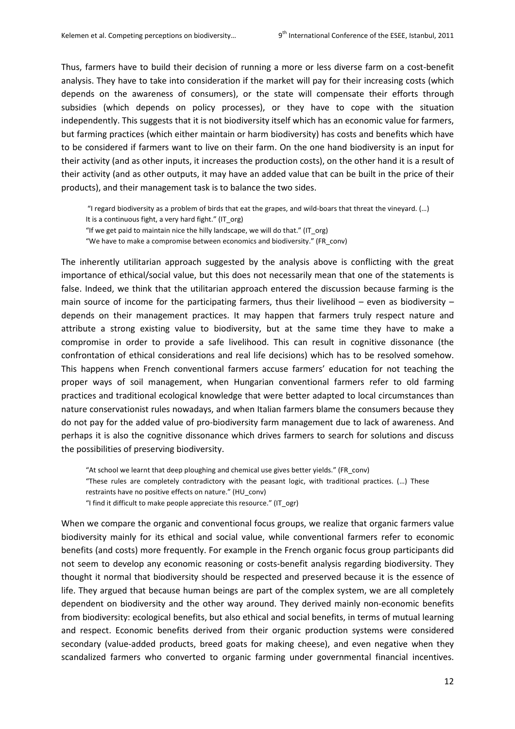Thus, farmers have to build their decision of running a more or less diverse farm on a cost-benefit analysis. They have to take into consideration if the market will pay for their increasing costs (which depends on the awareness of consumers), or the state will compensate their efforts through subsidies (which depends on policy processes), or they have to cope with the situation independently. This suggests that it is not biodiversity itself which has an economic value for farmers, but farming practices (which either maintain or harm biodiversity) has costs and benefits which have to be considered if farmers want to live on their farm. On the one hand biodiversity is an input for their activity (and as other inputs, it increases the production costs), on the other hand it is a result of their activity (and as other outputs, it may have an added value that can be built in the price of their products), and their management task is to balance the two sides.

> "I regard biodiversity as a problem of birds that eat the grapes, and wild-boars that threat the vineyard. (…) It is a continuous fight, a very hard fight." (IT_org)
> "If we get paid to maintain nice the hilly landscape, we will do that." (IT_org)
> "We have to make a compromise between economics and biodiversity." (FR_conv)

The inherently utilitarian approach suggested by the analysis above is conflicting with the great importance of ethical/social value, but this does not necessarily mean that one of the statements is false. Indeed, we think that the utilitarian approach entered the discussion because farming is the main source of income for the participating farmers, thus their livelihood – even as biodiversity – depends on their management practices. It may happen that farmers truly respect nature and attribute a strong existing value to biodiversity, but at the same time they have to make a compromise in order to provide a safe livelihood. This can result in cognitive dissonance (the confrontation of ethical considerations and real life decisions) which has to be resolved somehow. This happens when French conventional farmers accuse farmers' education for not teaching the proper ways of soil management, when Hungarian conventional farmers refer to old farming practices and traditional ecological knowledge that were better adapted to local circumstances than nature conservationist rules nowadays, and when Italian farmers blame the consumers because they do not pay for the added value of pro-biodiversity farm management due to lack of awareness. And perhaps it is also the cognitive dissonance which drives farmers to search for solutions and discuss the possibilities of preserving biodiversity.

> "At school we learnt that deep ploughing and chemical use gives better yields." (FR_conv)
> "These rules are completely contradictory with the peasant logic, with traditional practices. (…) These restraints have no positive effects on nature." (HU_conv)
> "I find it difficult to make people appreciate this resource." (IT_ogr)

When we compare the organic and conventional focus groups, we realize that organic farmers value biodiversity mainly for its ethical and social value, while conventional farmers refer to economic benefits (and costs) more frequently. For example in the French organic focus group participants did not seem to develop any economic reasoning or costs-benefit analysis regarding biodiversity. They thought it normal that biodiversity should be respected and preserved because it is the essence of life. They argued that because human beings are part of the complex system, we are all completely dependent on biodiversity and the other way around. They derived mainly non-economic benefits from biodiversity: ecological benefits, but also ethical and social benefits, in terms of mutual learning and respect. Economic benefits derived from their organic production systems were considered secondary (value-added products, breed goats for making cheese), and even negative when they scandalized farmers who converted to organic farming under governmental financial incentives.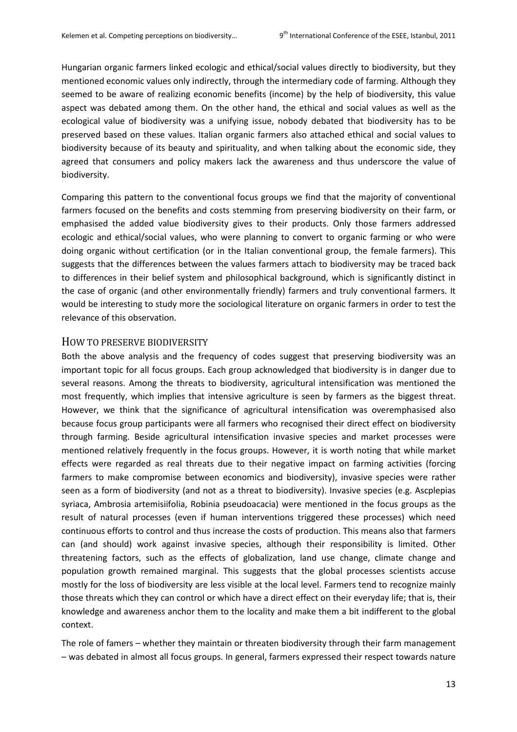Hungarian organic farmers linked ecologic and ethical/social values directly to biodiversity, but they mentioned economic values only indirectly, through the intermediary code of farming. Although they seemed to be aware of realizing economic benefits (income) by the help of biodiversity, this value aspect was debated among them. On the other hand, the ethical and social values as well as the ecological value of biodiversity was a unifying issue, nobody debated that biodiversity has to be preserved based on these values. Italian organic farmers also attached ethical and social values to biodiversity because of its beauty and spirituality, and when talking about the economic side, they agreed that consumers and policy makers lack the awareness and thus underscore the value of biodiversity.

Comparing this pattern to the conventional focus groups we find that the majority of conventional farmers focused on the benefits and costs stemming from preserving biodiversity on their farm, or emphasised the added value biodiversity gives to their products. Only those farmers addressed ecologic and ethical/social values, who were planning to convert to organic farming or who were doing organic without certification (or in the Italian conventional group, the female farmers). This suggests that the differences between the values farmers attach to biodiversity may be traced back to differences in their belief system and philosophical background, which is significantly distinct in the case of organic (and other environmentally friendly) farmers and truly conventional farmers. It would be interesting to study more the sociological literature on organic farmers in order to test the relevance of this observation.

## HOW TO PRESERVE BIODIVERSITY

Both the above analysis and the frequency of codes suggest that preserving biodiversity was an important topic for all focus groups. Each group acknowledged that biodiversity is in danger due to several reasons. Among the threats to biodiversity, agricultural intensification was mentioned the most frequently, which implies that intensive agriculture is seen by farmers as the biggest threat. However, we think that the significance of agricultural intensification was overemphasised also because focus group participants were all farmers who recognised their direct effect on biodiversity through farming. Beside agricultural intensification invasive species and market processes were mentioned relatively frequently in the focus groups. However, it is worth noting that while market effects were regarded as real threats due to their negative impact on farming activities (forcing farmers to make compromise between economics and biodiversity), invasive species were rather seen as a form of biodiversity (and not as a threat to biodiversity). Invasive species (e.g. Ascplepias syriaca, Ambrosia artemisiifolia, Robinia pseudoacacia) were mentioned in the focus groups as the result of natural processes (even if human interventions triggered these processes) which need continuous efforts to control and thus increase the costs of production. This means also that farmers can (and should) work against invasive species, although their responsibility is limited. Other threatening factors, such as the effects of globalization, land use change, climate change and population growth remained marginal. This suggests that the global processes scientists accuse mostly for the loss of biodiversity are less visible at the local level. Farmers tend to recognize mainly those threats which they can control or which have a direct effect on their everyday life; that is, their knowledge and awareness anchor them to the locality and make them a bit indifferent to the global context.

The role of famers – whether they maintain or threaten biodiversity through their farm management – was debated in almost all focus groups. In general, farmers expressed their respect towards nature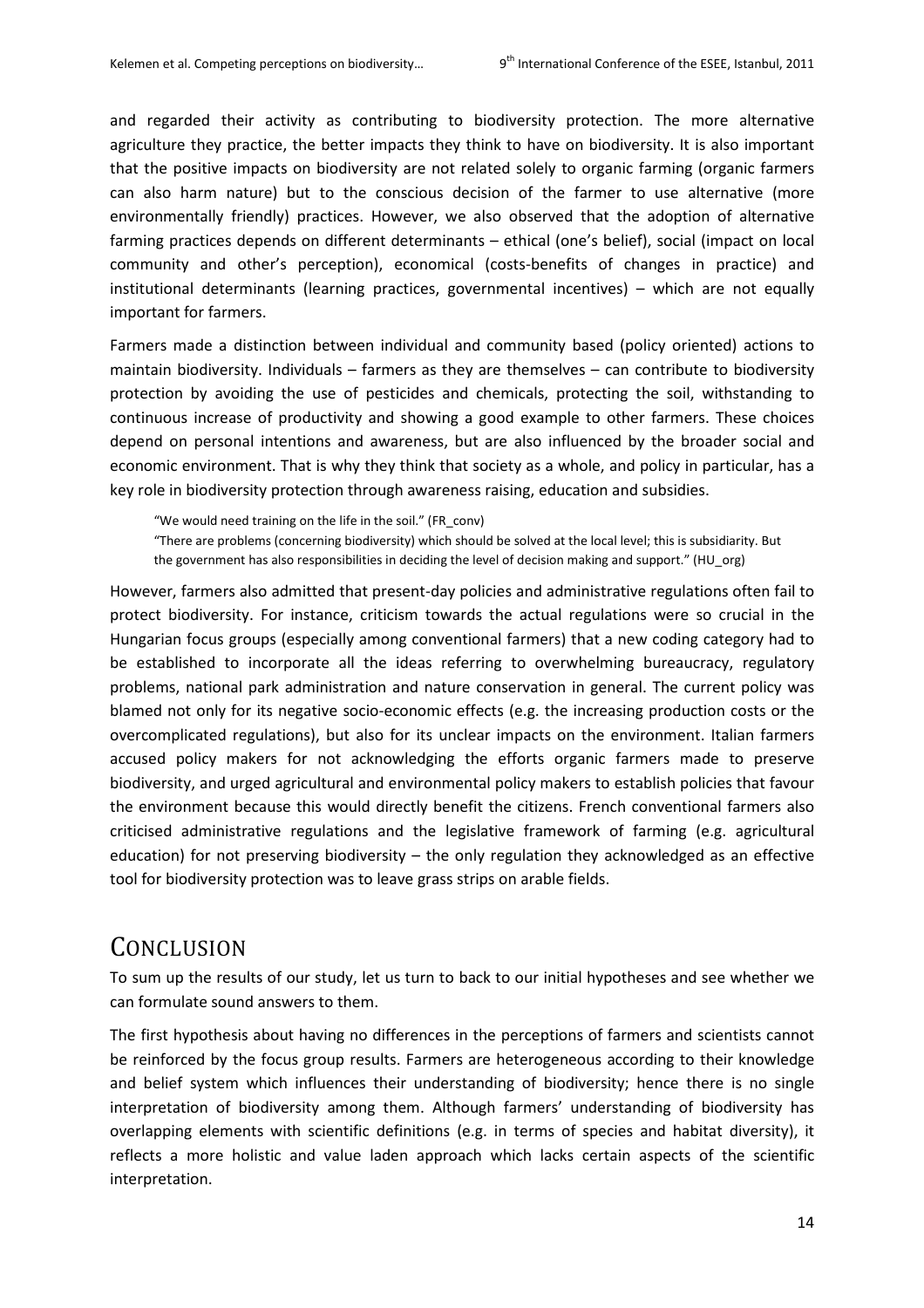and regarded their activity as contributing to biodiversity protection. The more alternative agriculture they practice, the better impacts they think to have on biodiversity. It is also important that the positive impacts on biodiversity are not related solely to organic farming (organic farmers can also harm nature) but to the conscious decision of the farmer to use alternative (more environmentally friendly) practices. However, we also observed that the adoption of alternative farming practices depends on different determinants – ethical (one's belief), social (impact on local community and other's perception), economical (costs-benefits of changes in practice) and institutional determinants (learning practices, governmental incentives) – which are not equally important for farmers.

Farmers made a distinction between individual and community based (policy oriented) actions to maintain biodiversity. Individuals – farmers as they are themselves – can contribute to biodiversity protection by avoiding the use of pesticides and chemicals, protecting the soil, withstanding to continuous increase of productivity and showing a good example to other farmers. These choices depend on personal intentions and awareness, but are also influenced by the broader social and economic environment. That is why they think that society as a whole, and policy in particular, has a key role in biodiversity protection through awareness raising, education and subsidies.

> "We would need training on the life in the soil." (FR_conv)
> "There are problems (concerning biodiversity) which should be solved at the local level; this is subsidiarity. But the government has also responsibilities in deciding the level of decision making and support." (HU_org)

However, farmers also admitted that present-day policies and administrative regulations often fail to protect biodiversity. For instance, criticism towards the actual regulations were so crucial in the Hungarian focus groups (especially among conventional farmers) that a new coding category had to be established to incorporate all the ideas referring to overwhelming bureaucracy, regulatory problems, national park administration and nature conservation in general. The current policy was blamed not only for its negative socio-economic effects (e.g. the increasing production costs or the overcomplicated regulations), but also for its unclear impacts on the environment. Italian farmers accused policy makers for not acknowledging the efforts organic farmers made to preserve biodiversity, and urged agricultural and environmental policy makers to establish policies that favour the environment because this would directly benefit the citizens. French conventional farmers also criticised administrative regulations and the legislative framework of farming (e.g. agricultural education) for not preserving biodiversity – the only regulation they acknowledged as an effective tool for biodiversity protection was to leave grass strips on arable fields.

# Conclusion

To sum up the results of our study, let us turn to back to our initial hypotheses and see whether we can formulate sound answers to them.

The first hypothesis about having no differences in the perceptions of farmers and scientists cannot be reinforced by the focus group results. Farmers are heterogeneous according to their knowledge and belief system which influences their understanding of biodiversity; hence there is no single interpretation of biodiversity among them. Although farmers' understanding of biodiversity has overlapping elements with scientific definitions (e.g. in terms of species and habitat diversity), it reflects a more holistic and value laden approach which lacks certain aspects of the scientific interpretation.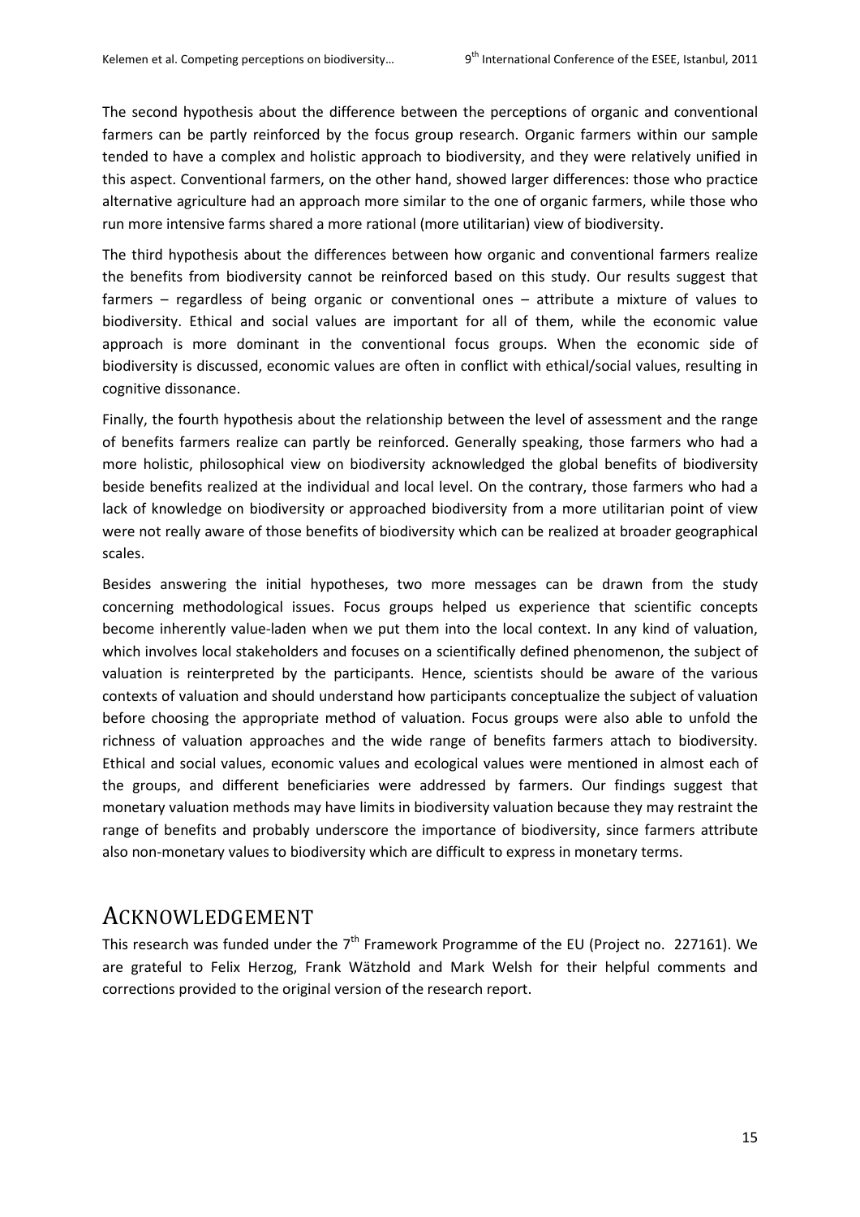The second hypothesis about the difference between the perceptions of organic and conventional farmers can be partly reinforced by the focus group research. Organic farmers within our sample tended to have a complex and holistic approach to biodiversity, and they were relatively unified in this aspect. Conventional farmers, on the other hand, showed larger differences: those who practice alternative agriculture had an approach more similar to the one of organic farmers, while those who run more intensive farms shared a more rational (more utilitarian) view of biodiversity.

The third hypothesis about the differences between how organic and conventional farmers realize the benefits from biodiversity cannot be reinforced based on this study. Our results suggest that farmers – regardless of being organic or conventional ones – attribute a mixture of values to biodiversity. Ethical and social values are important for all of them, while the economic value approach is more dominant in the conventional focus groups. When the economic side of biodiversity is discussed, economic values are often in conflict with ethical/social values, resulting in cognitive dissonance.

Finally, the fourth hypothesis about the relationship between the level of assessment and the range of benefits farmers realize can partly be reinforced. Generally speaking, those farmers who had a more holistic, philosophical view on biodiversity acknowledged the global benefits of biodiversity beside benefits realized at the individual and local level. On the contrary, those farmers who had a lack of knowledge on biodiversity or approached biodiversity from a more utilitarian point of view were not really aware of those benefits of biodiversity which can be realized at broader geographical scales.

Besides answering the initial hypotheses, two more messages can be drawn from the study concerning methodological issues. Focus groups helped us experience that scientific concepts become inherently value-laden when we put them into the local context. In any kind of valuation, which involves local stakeholders and focuses on a scientifically defined phenomenon, the subject of valuation is reinterpreted by the participants. Hence, scientists should be aware of the various contexts of valuation and should understand how participants conceptualize the subject of valuation before choosing the appropriate method of valuation. Focus groups were also able to unfold the richness of valuation approaches and the wide range of benefits farmers attach to biodiversity. Ethical and social values, economic values and ecological values were mentioned in almost each of the groups, and different beneficiaries were addressed by farmers. Our findings suggest that monetary valuation methods may have limits in biodiversity valuation because they may restraint the range of benefits and probably underscore the importance of biodiversity, since farmers attribute also non-monetary values to biodiversity which are difficult to express in monetary terms.

# ACKNOWLEDGEMENT

This research was funded under the 7th Framework Programme of the EU (Project no. 227161). We are grateful to Felix Herzog, Frank Wätzhold and Mark Welsh for their helpful comments and corrections provided to the original version of the research report.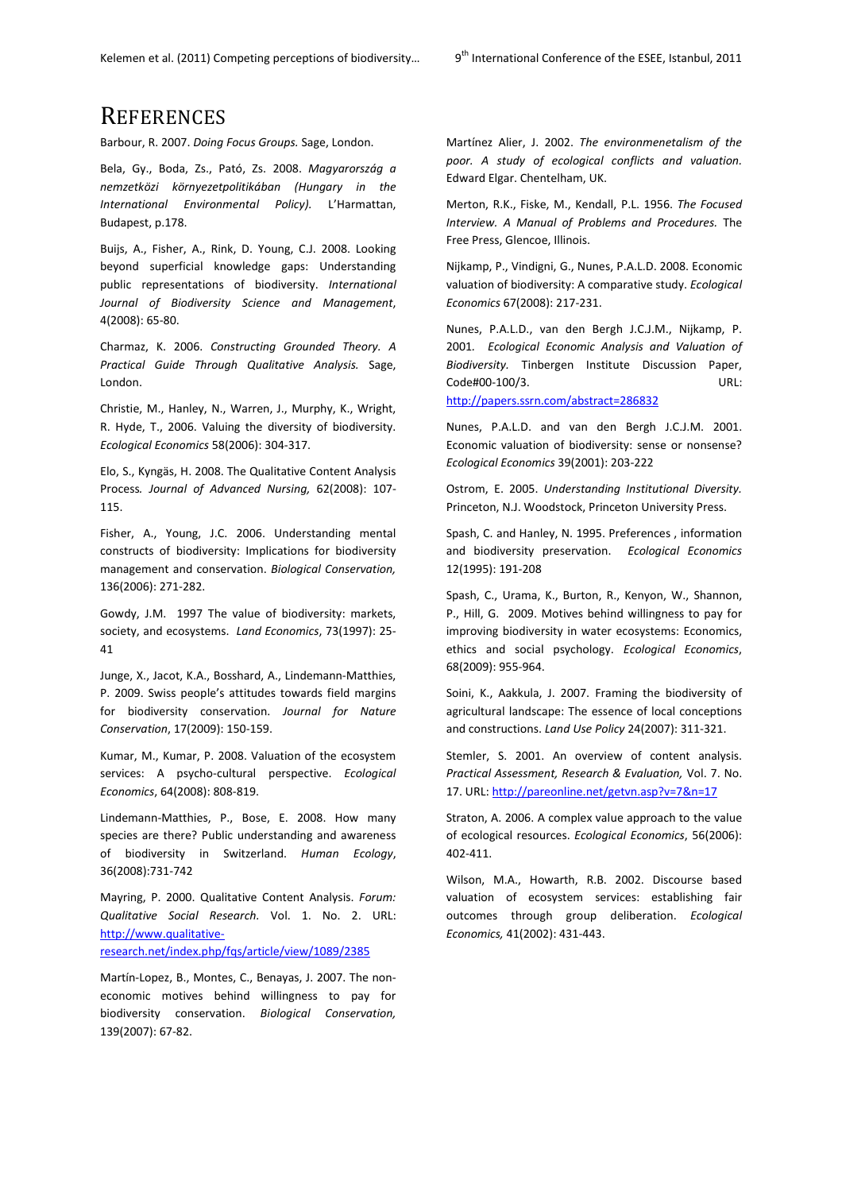# REFERENCES

Barbour, R. 2007. *Doing Focus Groups.* Sage, London.

Bela, Gy., Boda, Zs., Pató, Zs. 2008. *Magyarország a nemzetközi környezetpolitikában (Hungary in the International Environmental Policy).* L'Harmattan, Budapest, p.178.

Buijs, A., Fisher, A., Rink, D. Young, C.J. 2008. Looking beyond superficial knowledge gaps: Understanding public representations of biodiversity. *International Journal of Biodiversity Science and Management*, 4(2008): 65-80.

Charmaz, K. 2006. *Constructing Grounded Theory. A Practical Guide Through Qualitative Analysis.* Sage, London.

Christie, M., Hanley, N., Warren, J., Murphy, K., Wright, R. Hyde, T., 2006. Valuing the diversity of biodiversity. *Ecological Economics* 58(2006): 304-317.

Elo, S., Kyngäs, H. 2008. The Qualitative Content Analysis Process*. Journal of Advanced Nursing,* 62(2008): 107-115.

Fisher, A., Young, J.C. 2006. Understanding mental constructs of biodiversity: Implications for biodiversity management and conservation. *Biological Conservation,* 136(2006): 271-282.

Gowdy, J.M. 1997 The value of biodiversity: markets, society, and ecosystems. *Land Economics*, 73(1997): 25-41

Junge, X., Jacot, K.A., Bosshard, A., Lindemann-Matthies, P. 2009. Swiss people's attitudes towards field margins for biodiversity conservation. *Journal for Nature Conservation*, 17(2009): 150-159.

Kumar, M., Kumar, P. 2008. Valuation of the ecosystem services: A psycho-cultural perspective. *Ecological Economics*, 64(2008): 808-819.

Lindemann-Matthies, P., Bose, E. 2008. How many species are there? Public understanding and awareness of biodiversity in Switzerland. *Human Ecology*, 36(2008):731-742

Mayring, P. 2000. Qualitative Content Analysis. *Forum: Qualitative Social Research.* Vol. 1. No. 2. URL: http://www.qualitative-research.net/index.php/fqs/article/view/1089/2385

Martín-Lopez, B., Montes, C., Benayas, J. 2007. The non-economic motives behind willingness to pay for biodiversity conservation. *Biological Conservation,* 139(2007): 67-82.

Martínez Alier, J. 2002. *The environmenetalism of the poor. A study of ecological conflicts and valuation.* Edward Elgar. Chentelham, UK.

Merton, R.K., Fiske, M., Kendall, P.L. 1956. *The Focused Interview. A Manual of Problems and Procedures.* The Free Press, Glencoe, Illinois.

Nijkamp, P., Vindigni, G., Nunes, P.A.L.D. 2008. Economic valuation of biodiversity: A comparative study. *Ecological Economics* 67(2008): 217-231.

Nunes, P.A.L.D., van den Bergh J.C.J.M., Nijkamp, P. 2001. *Ecological Economic Analysis and Valuation of Biodiversity.* Tinbergen Institute Discussion Paper, Code#00-100/3. URL: http://papers.ssrn.com/abstract=286832

Nunes, P.A.L.D. and van den Bergh J.C.J.M. 2001. Economic valuation of biodiversity: sense or nonsense? *Ecological Economics* 39(2001): 203-222

Ostrom, E. 2005. *Understanding Institutional Diversity.* Princeton, N.J. Woodstock, Princeton University Press.

Spash, C. and Hanley, N. 1995. Preferences , information and biodiversity preservation. *Ecological Economics* 12(1995): 191-208

Spash, C., Urama, K., Burton, R., Kenyon, W., Shannon, P., Hill, G. 2009. Motives behind willingness to pay for improving biodiversity in water ecosystems: Economics, ethics and social psychology. *Ecological Economics*, 68(2009): 955-964.

Soini, K., Aakkula, J. 2007. Framing the biodiversity of agricultural landscape: The essence of local conceptions and constructions. *Land Use Policy* 24(2007): 311-321.

Stemler, S. 2001. An overview of content analysis. *Practical Assessment, Research & Evaluation,* Vol. 7. No. 17. URL: http://pareonline.net/getvn.asp?v=7&n=17

Straton, A. 2006. A complex value approach to the value of ecological resources. *Ecological Economics*, 56(2006): 402-411.

Wilson, M.A., Howarth, R.B. 2002. Discourse based valuation of ecosystem services: establishing fair outcomes through group deliberation. *Ecological Economics,* 41(2002): 431-443.